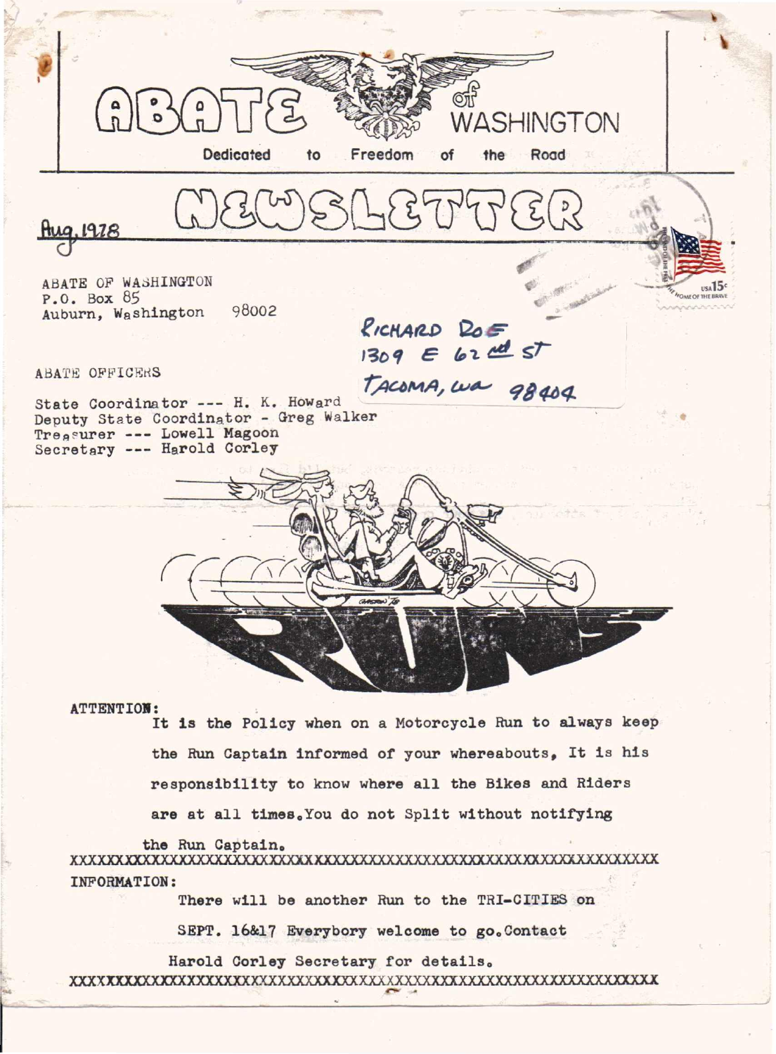# ABATE of WASHINGTON

Dedicated to Freedom of the Road

## NEWSLETTER

Aug. 1978

ABATE OF WASHINGTON
P.O. Box 85
Auburn, Washington 98002

RICHARD ROE
1309 E 62nd ST
TACOMA, WA 98404

ABATE OFFICERS

State Coordinator --- H. K. Howard
Deputy State Coordinator - Greg Walker
Treasurer --- Lowell Magoon
Secretary --- Harold Corley

RUNS

**ATTENTION:**

It is the Policy when on a Motorcycle Run to always keep the Run Captain informed of your whereabouts, It is his responsibility to know where all the Bikes and Riders are at all times. You do not Split without notifying the Run Captain.

XXXXXXXXXXXXXXXXXXXXXXXXXXXXXXXXXXXXXXXXXXXXXXXXXXXXXXXXXXXXXXXXXXXXX

**INFORMATION:**

There will be another Run to the TRI-CITIES on SEPT. 16&17 Everybory welcome to go. Contact Harold Corley Secretary for details.

XXXXXXXXXXXXXXXXXXXXXXXXXXXXXXXXXXXXXXXXXXXXXXXXXXXXXXXXXXXXXXXXXXXXX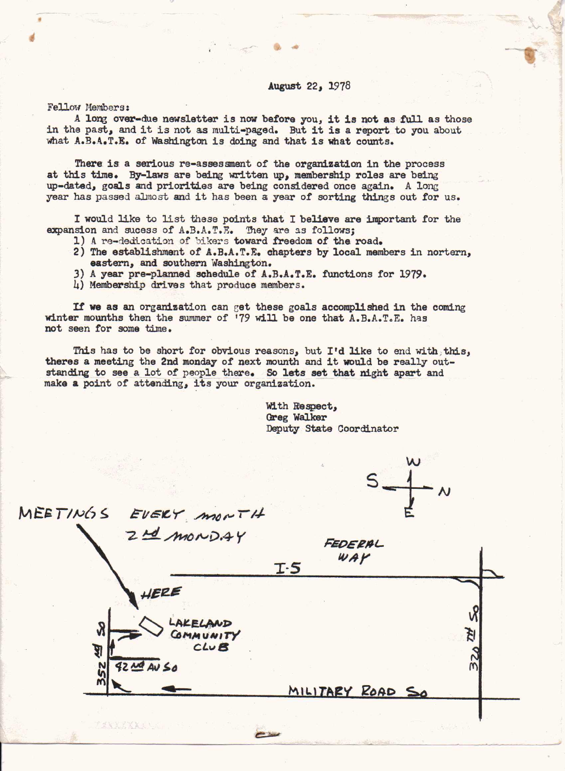August 22, 1978

Fellow Members:

A long over-due newsletter is now before you, it is not as full as those in the past, and it is not as multi-paged. But it is a report to you about what A.B.A.T.E. of Washington is doing and that is what counts.

There is a serious re-assessment of the organization in the process at this time. By-laws are being written up, membership roles are being up-dated, goals and priorities are being considered once again. A long year has passed almost and it has been a year of sorting things out for us.

I would like to list these points that I believe are important for the expansion and sucess of A.B.A.T.E. They are as follows;

1) A re-dedication of bikers toward freedom of the road.
2) The establishment of A.B.A.T.E. chapters by local members in nortern, eastern, and southern Washington.
3) A year pre-planned schedule of A.B.A.T.E. functions for 1979.
4) Membership drives that produce members.

If we as an organization can get these goals accomplished in the coming winter mounths then the summer of '79 will be one that A.B.A.T.E. has not seen for some time.

This has to be short for obvious reasons, but I'd like to end with this, theres a meeting the 2nd monday of next mounth and it would be really outstanding to see a lot of people there. So lets set that night apart and make a point of attending, its your organization.

With Respect,
Greg Walker
Deputy State Coordinator

MEETINGS EVERY MONTH 2nd MONDAY

HERE

LAKELAND COMMUNITY CLUB

FEDERAL WAY

I-5

352nd SO

42nd AV SO

320th SO

MILITARY ROAD So

W S N E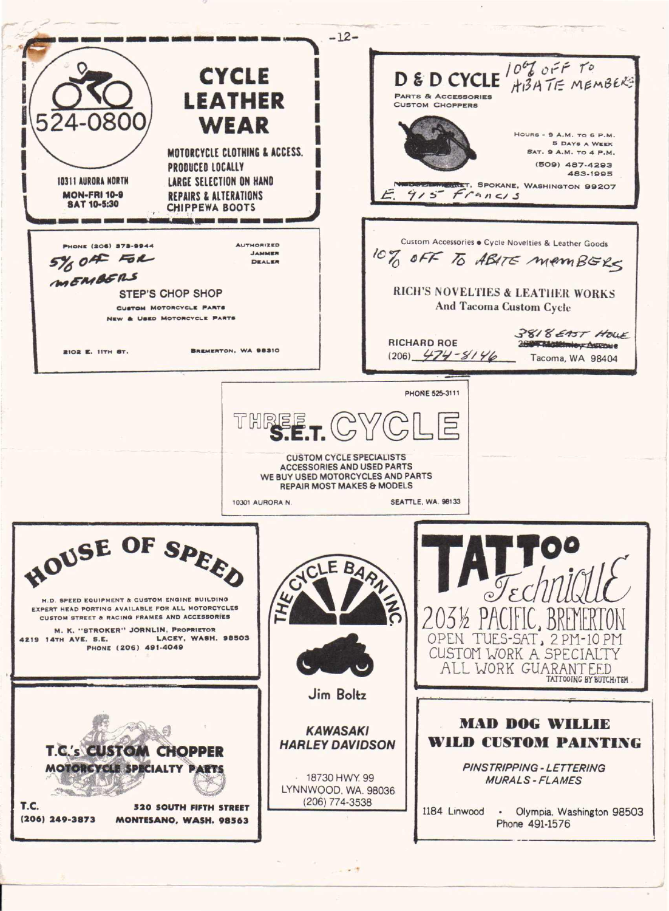## CYCLE LEATHER WEAR

524-0800

MOTORCYCLE CLOTHING & ACCESS.
PRODUCED LOCALLY
LARGE SELECTION ON HAND
REPAIRS & ALTERATIONS
CHIPPEWA BOOTS

10311 AURORA NORTH
MON-FRI 10-9
SAT 10-5:30

## D & D CYCLE

10% OFF TO ABATE MEMBERS

PARTS & ACCESSORIES
CUSTOM CHOPPERS

HOURS - 9 A.M. TO 6 P.M.
5 DAYS A WEEK
SAT. 9 A.M. TO 4 P.M.
(509) 487-4293
483-1995

~~STREET~~, SPOKANE, WASHINGTON 99207
E. 915 Francis

PHONE (206) 373-9944

AUTHORIZED JAMMER DEALER

5% OFF FOR MEMBERS

## STEP'S CHOP SHOP

CUSTOM MOTORCYCLE PARTS
NEW & USED MOTORCYCLE PARTS

2102 E. 11TH ST. BREMERTON, WA 98310

Custom Accessories • Cycle Novelties & Leather Goods

10% OFF TO ABATE MEMBERS

## RICH'S NOVELTIES & LEATHER WORKS
And Tacoma Custom Cycle

RICHARD ROE
(206) 474-8146

3818 EAST HOWE
~~McKinley Avenue~~
Tacoma, WA 98404

PHONE 525-3111

## THREE S.E.T. CYCLE

CUSTOM CYCLE SPECIALISTS
ACCESSORIES AND USED PARTS
WE BUY USED MOTORCYCLES AND PARTS
REPAIR MOST MAKES & MODELS

10301 AURORA N. SEATTLE, WA. 98133

## HOUSE OF SPEED

H.D. SPEED EQUIPMENT & CUSTOM ENGINE BUILDING
EXPERT HEAD PORTING AVAILABLE FOR ALL MOTORCYCLES
CUSTOM STREET & RACING FRAMES AND ACCESSORIES

M. K. "STROKER" JORNLIN, PROPRIETOR
4219 14TH AVE. S.E. LACEY, WASH. 98503
PHONE (206) 491-4049

## THE CYCLE BARN INC.

Jim Boltz

*KAWASAKI*
*HARLEY DAVIDSON*

18730 HWY. 99
LYNNWOOD, WA. 98036
(206) 774-3538

## TATTOO Technique

203½ PACIFIC, BREMERTON
OPEN TUES-SAT, 2 PM-10 PM
CUSTOM WORK A SPECIALTY
ALL WORK GUARANTEED
TATTOOING BY BUTCH-TEM

## T.C.'s CUSTOM CHOPPER

MOTORCYCLE SPECIALTY PARTS

T.C.
(206) 249-3873

520 SOUTH FIFTH STREET
MONTESANO, WASH. 98563

## MAD DOG WILLIE WILD CUSTOM PAINTING

*PINSTRIPPING - LETTERING*
*MURALS - FLAMES*

1184 Linwood • Olympia, Washington 98503
Phone 491-1576